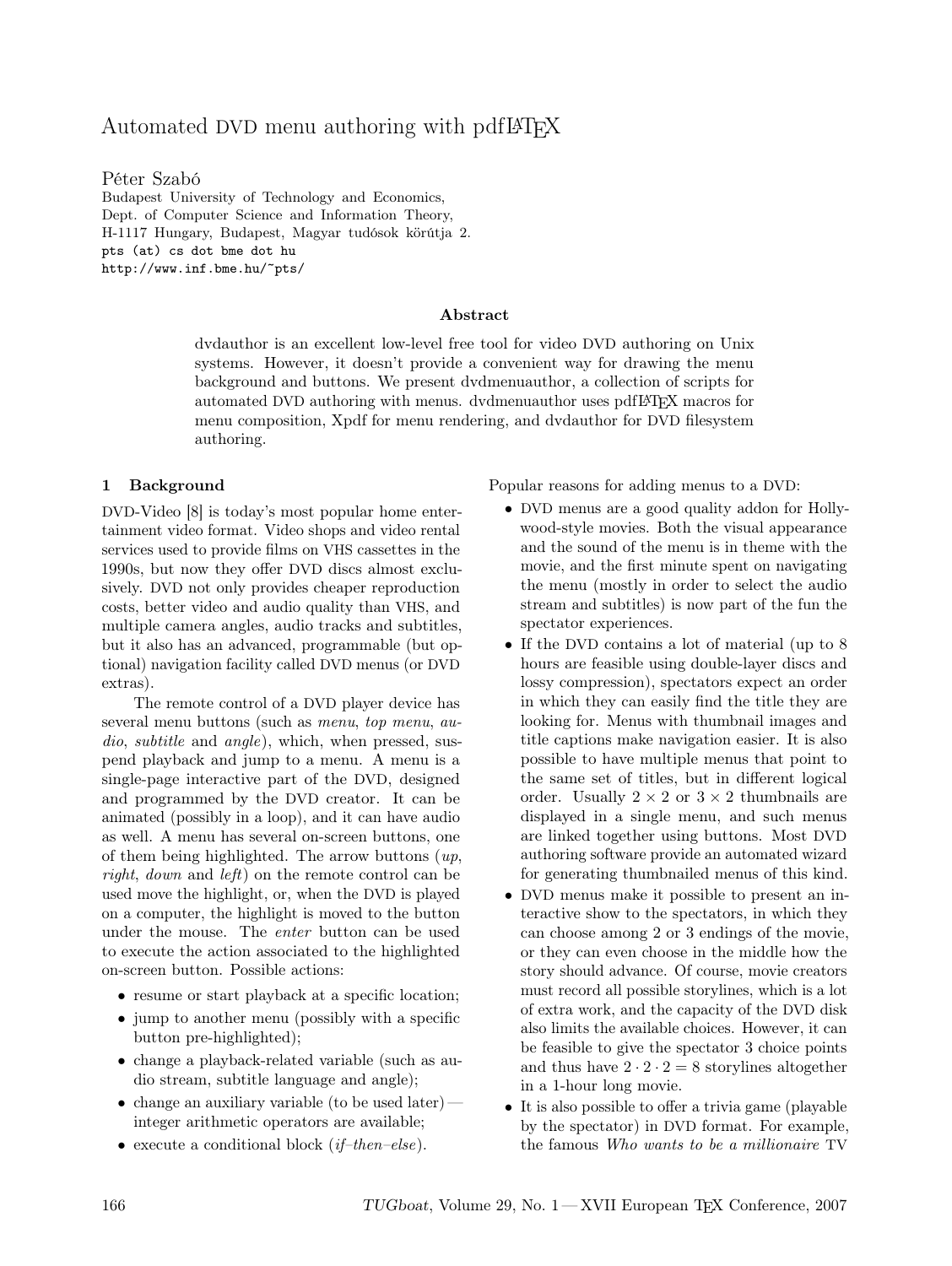# Automated DVD menu authoring with pdfLaTeX

Péter Szabó
Budapest University of Technology and Economics,
Dept. of Computer Science and Information Theory,
H-1117 Hungary, Budapest, Magyar tudósok körútja 2.
pts (at) cs dot bme dot hu
http://www.inf.bme.hu/~pts/

### Abstract

dvdauthor is an excellent low-level free tool for video DVD authoring on Unix systems. However, it doesn't provide a convenient way for drawing the menu background and buttons. We present dvdmenuauthor, a collection of scripts for automated DVD authoring with menus. dvdmenuauthor uses pdfLaTeX macros for menu composition, Xpdf for menu rendering, and dvdauthor for DVD filesystem authoring.

## 1 Background

DVD-Video [8] is today's most popular home entertainment video format. Video shops and video rental services used to provide films on VHS cassettes in the 1990s, but now they offer DVD discs almost exclusively. DVD not only provides cheaper reproduction costs, better video and audio quality than VHS, and multiple camera angles, audio tracks and subtitles, but it also has an advanced, programmable (but optional) navigation facility called DVD menus (or DVD extras).

The remote control of a DVD player device has several menu buttons (such as *menu*, *top menu*, *audio*, *subtitle* and *angle*), which, when pressed, suspend playback and jump to a menu. A menu is a single-page interactive part of the DVD, designed and programmed by the DVD creator. It can be animated (possibly in a loop), and it can have audio as well. A menu has several on-screen buttons, one of them being highlighted. The arrow buttons (*up*, *right*, *down* and *left*) on the remote control can be used move the highlight, or, when the DVD is played on a computer, the highlight is moved to the button under the mouse. The *enter* button can be used to execute the action associated to the highlighted on-screen button. Possible actions:

- resume or start playback at a specific location;
- jump to another menu (possibly with a specific button pre-highlighted);
- change a playback-related variable (such as audio stream, subtitle language and angle);
- change an auxiliary variable (to be used later) — integer arithmetic operators are available;
- execute a conditional block (*if–then–else*).

Popular reasons for adding menus to a DVD:

- DVD menus are a good quality addon for Hollywood-style movies. Both the visual appearance and the sound of the menu is in theme with the movie, and the first minute spent on navigating the menu (mostly in order to select the audio stream and subtitles) is now part of the fun the spectator experiences.
- If the DVD contains a lot of material (up to 8 hours are feasible using double-layer discs and lossy compression), spectators expect an order in which they can easily find the title they are looking for. Menus with thumbnail images and title captions make navigation easier. It is also possible to have multiple menus that point to the same set of titles, but in different logical order. Usually $2 \times 2$ or $3 \times 2$ thumbnails are displayed in a single menu, and such menus are linked together using buttons. Most DVD authoring software provide an automated wizard for generating thumbnailed menus of this kind.
- DVD menus make it possible to present an interactive show to the spectators, in which they can choose among 2 or 3 endings of the movie, or they can even choose in the middle how the story should advance. Of course, movie creators must record all possible storylines, which is a lot of extra work, and the capacity of the DVD disk also limits the available choices. However, it can be feasible to give the spectator 3 choice points and thus have $2 \cdot 2 \cdot 2 = 8$ storylines altogether in a 1-hour long movie.
- It is also possible to offer a trivia game (playable by the spectator) in DVD format. For example, the famous *Who wants to be a millionaire* TV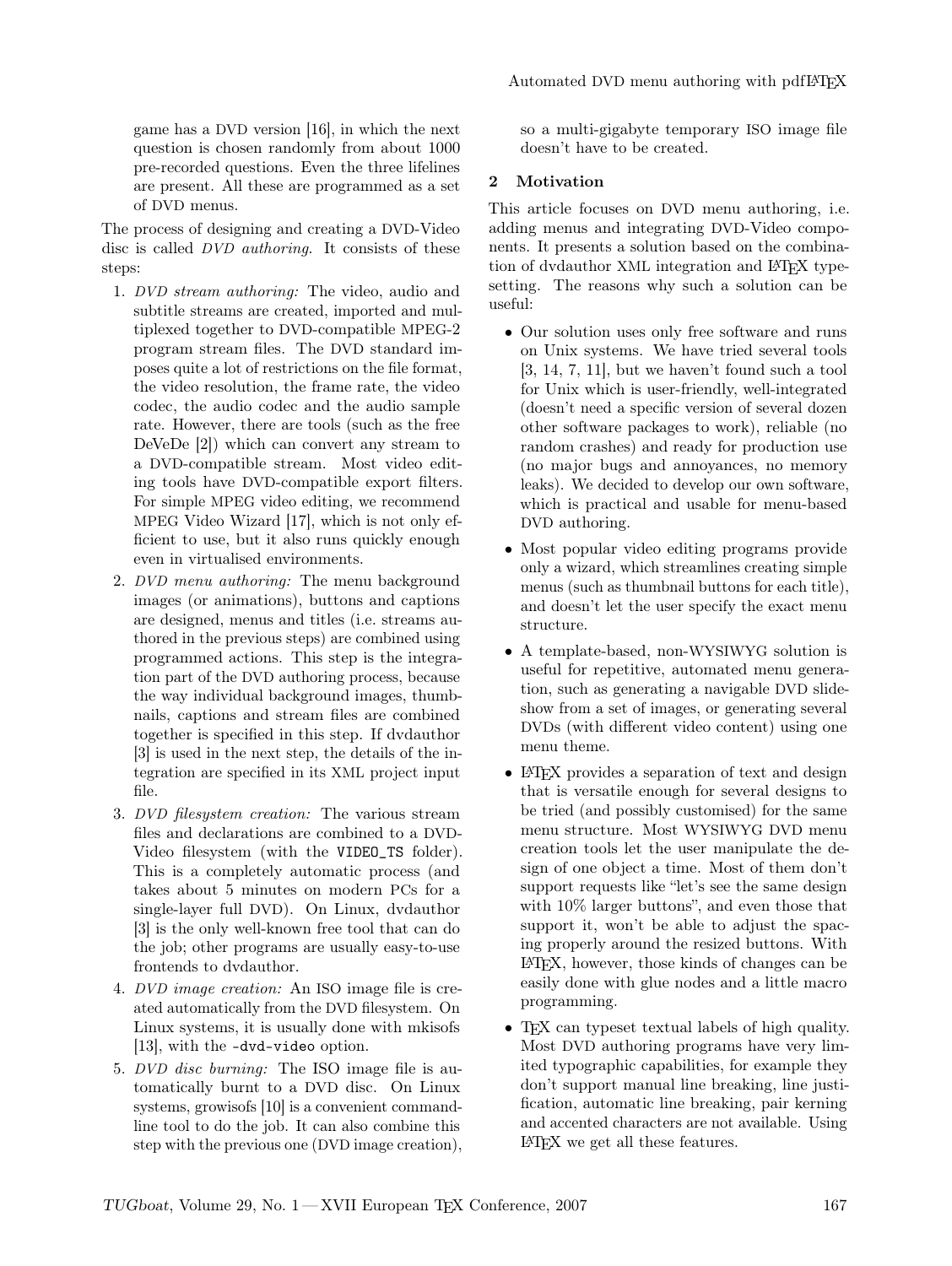game has a DVD version [16], in which the next question is chosen randomly from about 1000 pre-recorded questions. Even the three lifelines are present. All these are programmed as a set of DVD menus.

The process of designing and creating a DVD-Video disc is called *DVD authoring*. It consists of these steps:

1. *DVD stream authoring:* The video, audio and subtitle streams are created, imported and multiplexed together to DVD-compatible MPEG-2 program stream files. The DVD standard imposes quite a lot of restrictions on the file format, the video resolution, the frame rate, the video codec, the audio codec and the audio sample rate. However, there are tools (such as the free DeVeDe [2]) which can convert any stream to a DVD-compatible stream. Most video editing tools have DVD-compatible export filters. For simple MPEG video editing, we recommend MPEG Video Wizard [17], which is not only efficient to use, but it also runs quickly enough even in virtualised environments.
2. *DVD menu authoring:* The menu background images (or animations), buttons and captions are designed, menus and titles (i.e. streams authored in the previous steps) are combined using programmed actions. This step is the integration part of the DVD authoring process, because the way individual background images, thumbnails, captions and stream files are combined together is specified in this step. If dvdauthor [3] is used in the next step, the details of the integration are specified in its XML project input file.
3. *DVD filesystem creation:* The various stream files and declarations are combined to a DVD-Video filesystem (with the `VIDEO_TS` folder). This is a completely automatic process (and takes about 5 minutes on modern PCs for a single-layer full DVD). On Linux, dvdauthor [3] is the only well-known free tool that can do the job; other programs are usually easy-to-use frontends to dvdauthor.
4. *DVD image creation:* An ISO image file is created automatically from the DVD filesystem. On Linux systems, it is usually done with mkisofs [13], with the `-dvd-video` option.
5. *DVD disc burning:* The ISO image file is automatically burnt to a DVD disc. On Linux systems, growisofs [10] is a convenient command-line tool to do the job. It can also combine this step with the previous one (DVD image creation), so a multi-gigabyte temporary ISO image file doesn't have to be created.

## 2 Motivation

This article focuses on DVD menu authoring, i.e. adding menus and integrating DVD-Video components. It presents a solution based on the combination of dvdauthor XML integration and LaTeX typesetting. The reasons why such a solution can be useful:

- Our solution uses only free software and runs on Unix systems. We have tried several tools [3, 14, 7, 11], but we haven't found such a tool for Unix which is user-friendly, well-integrated (doesn't need a specific version of several dozen other software packages to work), reliable (no random crashes) and ready for production use (no major bugs and annoyances, no memory leaks). We decided to develop our own software, which is practical and usable for menu-based DVD authoring.
- Most popular video editing programs provide only a wizard, which streamlines creating simple menus (such as thumbnail buttons for each title), and doesn't let the user specify the exact menu structure.
- A template-based, non-WYSIWYG solution is useful for repetitive, automated menu generation, such as generating a navigable DVD slideshow from a set of images, or generating several DVDs (with different video content) using one menu theme.
- LaTeX provides a separation of text and design that is versatile enough for several designs to be tried (and possibly customised) for the same menu structure. Most WYSIWYG DVD menu creation tools let the user manipulate the design of one object a time. Most of them don't support requests like "let's see the same design with 10% larger buttons", and even those that support it, won't be able to adjust the spacing properly around the resized buttons. With LaTeX, however, those kinds of changes can be easily done with glue nodes and a little macro programming.
- TeX can typeset textual labels of high quality. Most DVD authoring programs have very limited typographic capabilities, for example they don't support manual line breaking, line justification, automatic line breaking, pair kerning and accented characters are not available. Using LaTeX we get all these features.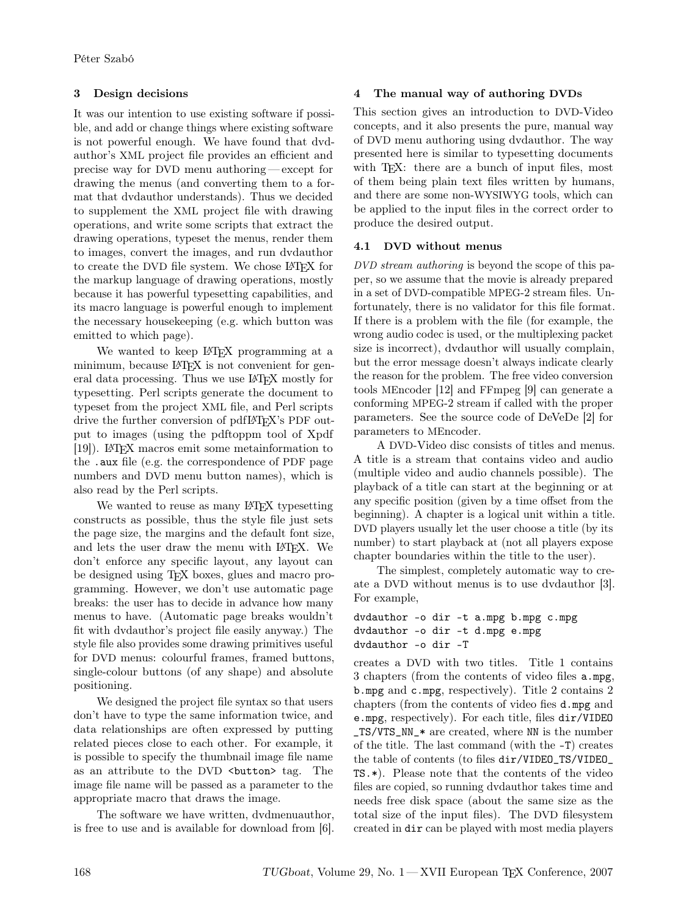## 3 Design decisions

It was our intention to use existing software if possible, and add or change things where existing software is not powerful enough. We have found that dvdauthor's XML project file provides an efficient and precise way for DVD menu authoring — except for drawing the menus (and converting them to a format that dvdauthor understands). Thus we decided to supplement the XML project file with drawing operations, and write some scripts that extract the drawing operations, typeset the menus, render them to images, convert the images, and run dvdauthor to create the DVD file system. We chose LaTeX for the markup language of drawing operations, mostly because it has powerful typesetting capabilities, and its macro language is powerful enough to implement the necessary housekeeping (e.g. which button was emitted to which page).

We wanted to keep LaTeX programming at a minimum, because LaTeX is not convenient for general data processing. Thus we use LaTeX mostly for typesetting. Perl scripts generate the document to typeset from the project XML file, and Perl scripts drive the further conversion of pdfLaTeX's PDF output to images (using the pdftoppm tool of Xpdf [19]). LaTeX macros emit some metainformation to the `.aux` file (e.g. the correspondence of PDF page numbers and DVD menu button names), which is also read by the Perl scripts.

We wanted to reuse as many LaTeX typesetting constructs as possible, thus the style file just sets the page size, the margins and the default font size, and lets the user draw the menu with LaTeX. We don't enforce any specific layout, any layout can be designed using TeX boxes, glues and macro programming. However, we don't use automatic page breaks: the user has to decide in advance how many menus to have. (Automatic page breaks wouldn't fit with dvdauthor's project file easily anyway.) The style file also provides some drawing primitives useful for DVD menus: colourful frames, framed buttons, single-colour buttons (of any shape) and absolute positioning.

We designed the project file syntax so that users don't have to type the same information twice, and data relationships are often expressed by putting related pieces close to each other. For example, it is possible to specify the thumbnail image file name as an attribute to the DVD `<button>` tag. The image file name will be passed as a parameter to the appropriate macro that draws the image.

The software we have written, dvdmenuauthor, is free to use and is available for download from [6].

## 4 The manual way of authoring DVDs

This section gives an introduction to DVD-Video concepts, and it also presents the pure, manual way of DVD menu authoring using dvdauthor. The way presented here is similar to typesetting documents with TeX: there are a bunch of input files, most of them being plain text files written by humans, and there are some non-WYSIWYG tools, which can be applied to the input files in the correct order to produce the desired output.

### 4.1 DVD without menus

*DVD stream authoring* is beyond the scope of this paper, so we assume that the movie is already prepared in a set of DVD-compatible MPEG-2 stream files. Unfortunately, there is no validator for this file format. If there is a problem with the file (for example, the wrong audio codec is used, or the multiplexing packet size is incorrect), dvdauthor will usually complain, but the error message doesn't always indicate clearly the reason for the problem. The free video conversion tools MEncoder [12] and FFmpeg [9] can generate a conforming MPEG-2 stream if called with the proper parameters. See the source code of DeVeDe [2] for parameters to MEncoder.

A DVD-Video disc consists of titles and menus. A title is a stream that contains video and audio (multiple video and audio channels possible). The playback of a title can start at the beginning or at any specific position (given by a time offset from the beginning). A chapter is a logical unit within a title. DVD players usually let the user choose a title (by its number) to start playback at (not all players expose chapter boundaries within the title to the user).

The simplest, completely automatic way to create a DVD without menus is to use dvdauthor [3]. For example,

```
dvdauthor -o dir -t a.mpg b.mpg c.mpg
dvdauthor -o dir -t d.mpg e.mpg
dvdauthor -o dir -T
```

creates a DVD with two titles. Title 1 contains 3 chapters (from the contents of video files `a.mpg`, `b.mpg` and `c.mpg`, respectively). Title 2 contains 2 chapters (from the contents of video fies `d.mpg` and `e.mpg`, respectively). For each title, files `dir/VIDEO_TS/VTS_NN_*` are created, where `NN` is the number of the title. The last command (with the `-T`) creates the table of contents (to files `dir/VIDEO_TS/VIDEO_TS.*`). Please note that the contents of the video files are copied, so running dvdauthor takes time and needs free disk space (about the same size as the total size of the input files). The DVD filesystem created in `dir` can be played with most media players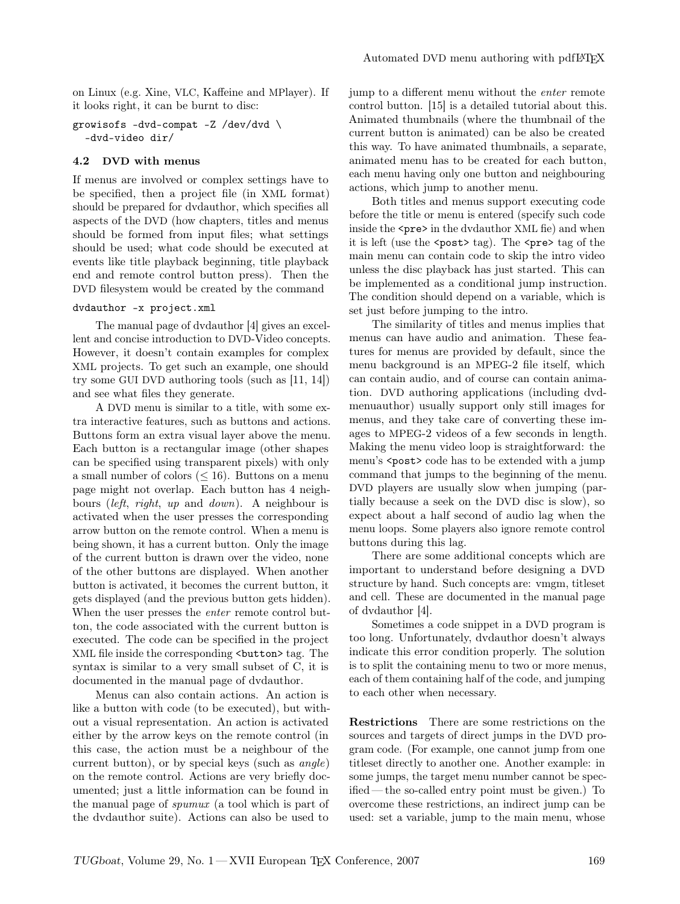on Linux (e.g. Xine, VLC, Kaffeine and MPlayer). If it looks right, it can be burnt to disc:

```
growisofs -dvd-compat -Z /dev/dvd \
  -dvd-video dir/
```

### 4.2 DVD with menus

If menus are involved or complex settings have to be specified, then a project file (in XML format) should be prepared for dvdauthor, which specifies all aspects of the DVD (how chapters, titles and menus should be formed from input files; what settings should be used; what code should be executed at events like title playback beginning, title playback end and remote control button press). Then the DVD filesystem would be created by the command

```
dvdauthor -x project.xml
```

The manual page of dvdauthor [4] gives an excellent and concise introduction to DVD-Video concepts. However, it doesn't contain examples for complex XML projects. To get such an example, one should try some GUI DVD authoring tools (such as [11, 14]) and see what files they generate.

A DVD menu is similar to a title, with some extra interactive features, such as buttons and actions. Buttons form an extra visual layer above the menu. Each button is a rectangular image (other shapes can be specified using transparent pixels) with only a small number of colors ($\leq 16$). Buttons on a menu page might not overlap. Each button has 4 neighbours (*left*, *right*, *up* and *down*). A neighbour is activated when the user presses the corresponding arrow button on the remote control. When a menu is being shown, it has a current button. Only the image of the current button is drawn over the video, none of the other buttons are displayed. When another button is activated, it becomes the current button, it gets displayed (and the previous button gets hidden). When the user presses the *enter* remote control button, the code associated with the current button is executed. The code can be specified in the project XML file inside the corresponding `<button>` tag. The syntax is similar to a very small subset of C, it is documented in the manual page of dvdauthor.

Menus can also contain actions. An action is like a button with code (to be executed), but without a visual representation. An action is activated either by the arrow keys on the remote control (in this case, the action must be a neighbour of the current button), or by special keys (such as *angle*) on the remote control. Actions are very briefly documented; just a little information can be found in the manual page of *spumux* (a tool which is part of the dvdauthor suite). Actions can also be used to jump to a different menu without the *enter* remote control button. [15] is a detailed tutorial about this. Animated thumbnails (where the thumbnail of the current button is animated) can be also be created this way. To have animated thumbnails, a separate, animated menu has to be created for each button, each menu having only one button and neighbouring actions, which jump to another menu.

Both titles and menus support executing code before the title or menu is entered (specify such code inside the `<pre>` in the dvdauthor XML fie) and when it is left (use the `<post>` tag). The `<pre>` tag of the main menu can contain code to skip the intro video unless the disc playback has just started. This can be implemented as a conditional jump instruction. The condition should depend on a variable, which is set just before jumping to the intro.

The similarity of titles and menus implies that menus can have audio and animation. These features for menus are provided by default, since the menu background is an MPEG-2 file itself, which can contain audio, and of course can contain animation. DVD authoring applications (including dvdmenuauthor) usually support only still images for menus, and they take care of converting these images to MPEG-2 videos of a few seconds in length. Making the menu video loop is straightforward: the menu's `<post>` code has to be extended with a jump command that jumps to the beginning of the menu. DVD players are usually slow when jumping (partially because a seek on the DVD disc is slow), so expect about a half second of audio lag when the menu loops. Some players also ignore remote control buttons during this lag.

There are some additional concepts which are important to understand before designing a DVD structure by hand. Such concepts are: vmgm, titleset and cell. These are documented in the manual page of dvdauthor [4].

Sometimes a code snippet in a DVD program is too long. Unfortunately, dvdauthor doesn't always indicate this error condition properly. The solution is to split the containing menu to two or more menus, each of them containing half of the code, and jumping to each other when necessary.

**Restrictions** There are some restrictions on the sources and targets of direct jumps in the DVD program code. (For example, one cannot jump from one titleset directly to another one. Another example: in some jumps, the target menu number cannot be specified — the so-called entry point must be given.) To overcome these restrictions, an indirect jump can be used: set a variable, jump to the main menu, whose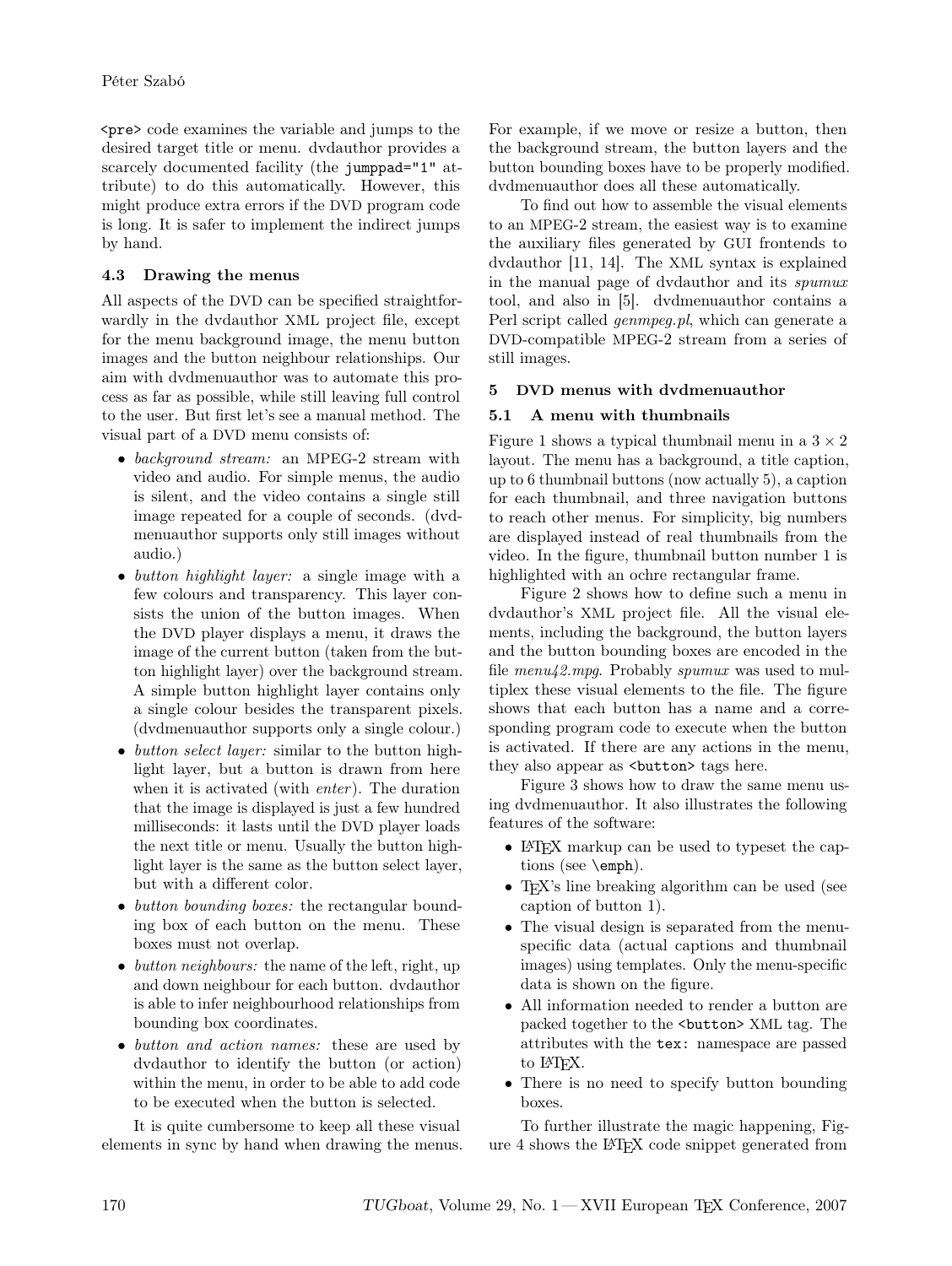`<pre>` code examines the variable and jumps to the desired target title or menu. dvdauthor provides a scarcely documented facility (the `jumppad="1"` attribute) to do this automatically. However, this might produce extra errors if the DVD program code is long. It is safer to implement the indirect jumps by hand.

### 4.3 Drawing the menus

All aspects of the DVD can be specified straightforwardly in the dvdauthor XML project file, except for the menu background image, the menu button images and the button neighbour relationships. Our aim with dvdmenuauthor was to automate this process as far as possible, while still leaving full control to the user. But first let's see a manual method. The visual part of a DVD menu consists of:

- *background stream:* an MPEG-2 stream with video and audio. For simple menus, the audio is silent, and the video contains a single still image repeated for a couple of seconds. (dvdmenuauthor supports only still images without audio.)
- *button highlight layer:* a single image with a few colours and transparency. This layer consists the union of the button images. When the DVD player displays a menu, it draws the image of the current button (taken from the button highlight layer) over the background stream. A simple button highlight layer contains only a single colour besides the transparent pixels. (dvdmenuauthor supports only a single colour.)
- *button select layer:* similar to the button highlight layer, but a button is drawn from here when it is activated (with *enter*). The duration that the image is displayed is just a few hundred milliseconds: it lasts until the DVD player loads the next title or menu. Usually the button highlight layer is the same as the button select layer, but with a different color.
- *button bounding boxes:* the rectangular bounding box of each button on the menu. These boxes must not overlap.
- *button neighbours:* the name of the left, right, up and down neighbour for each button. dvdauthor is able to infer neighbourhood relationships from bounding box coordinates.
- *button and action names:* these are used by dvdauthor to identify the button (or action) within the menu, in order to be able to add code to be executed when the button is selected.

It is quite cumbersome to keep all these visual elements in sync by hand when drawing the menus. For example, if we move or resize a button, then the background stream, the button layers and the button bounding boxes have to be properly modified. dvdmenuauthor does all these automatically.

To find out how to assemble the visual elements to an MPEG-2 stream, the easiest way is to examine the auxiliary files generated by GUI frontends to dvdauthor [11, 14]. The XML syntax is explained in the manual page of dvdauthor and its *spumux* tool, and also in [5]. dvdmenuauthor contains a Perl script called *genmpeg.pl*, which can generate a DVD-compatible MPEG-2 stream from a series of still images.

## 5 DVD menus with dvdmenuauthor

### 5.1 A menu with thumbnails

Figure 1 shows a typical thumbnail menu in a $3 \times 2$ layout. The menu has a background, a title caption, up to 6 thumbnail buttons (now actually 5), a caption for each thumbnail, and three navigation buttons to reach other menus. For simplicity, big numbers are displayed instead of real thumbnails from the video. In the figure, thumbnail button number 1 is highlighted with an ochre rectangular frame.

Figure 2 shows how to define such a menu in dvdauthor's XML project file. All the visual elements, including the background, the button layers and the button bounding boxes are encoded in the file *menu42.mpg*. Probably *spumux* was used to multiplex these visual elements to the file. The figure shows that each button has a name and a corresponding program code to execute when the button is activated. If there are any actions in the menu, they also appear as `<button>` tags here.

Figure 3 shows how to draw the same menu using dvdmenuauthor. It also illustrates the following features of the software:

- LaTeX markup can be used to typeset the captions (see `\emph`).
- TeX's line breaking algorithm can be used (see caption of button 1).
- The visual design is separated from the menu-specific data (actual captions and thumbnail images) using templates. Only the menu-specific data is shown on the figure.
- All information needed to render a button are packed together to the `<button>` XML tag. The attributes with the `tex:` namespace are passed to LaTeX.
- There is no need to specify button bounding boxes.

To further illustrate the magic happening, Figure 4 shows the LaTeX code snippet generated from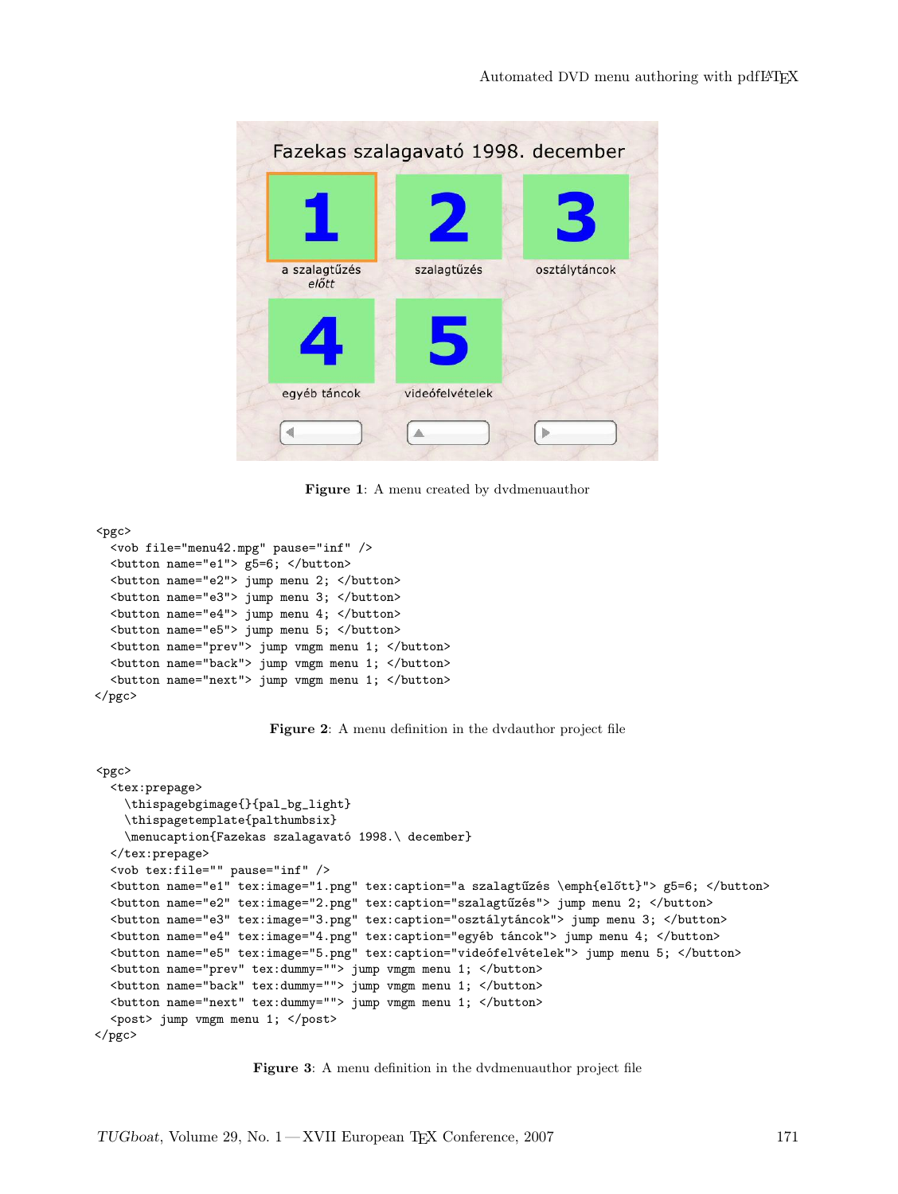**Figure 1**: A menu created by dvdmenuauthor

```
<pgc>
  <vob file="menu42.mpg" pause="inf" />
  <button name="e1"> g5=6; </button>
  <button name="e2"> jump menu 2; </button>
  <button name="e3"> jump menu 3; </button>
  <button name="e4"> jump menu 4; </button>
  <button name="e5"> jump menu 5; </button>
  <button name="prev"> jump vmgm menu 1; </button>
  <button name="back"> jump vmgm menu 1; </button>
  <button name="next"> jump vmgm menu 1; </button>
</pgc>
```

**Figure 2**: A menu definition in the dvdauthor project file

```
<pgc>
  <tex:prepage>
    \thispagebgimage{}{pal_bg_light}
    \thispagetemplate{palthumbsix}
    \menucaption{Fazekas szalagavató 1998.\ december}
  </tex:prepage>
  <vob tex:file="" pause="inf" />
  <button name="e1" tex:image="1.png" tex:caption="a szalagtűzés \emph{előtt}"> g5=6; </button>
  <button name="e2" tex:image="2.png" tex:caption="szalagtűzés"> jump menu 2; </button>
  <button name="e3" tex:image="3.png" tex:caption="osztálytáncok"> jump menu 3; </button>
  <button name="e4" tex:image="4.png" tex:caption="egyéb táncok"> jump menu 4; </button>
  <button name="e5" tex:image="5.png" tex:caption="videófelvételek"> jump menu 5; </button>
  <button name="prev" tex:dummy=""> jump vmgm menu 1; </button>
  <button name="back" tex:dummy=""> jump vmgm menu 1; </button>
  <button name="next" tex:dummy=""> jump vmgm menu 1; </button>
  <post> jump vmgm menu 1; </post>
</pgc>
```

**Figure 3**: A menu definition in the dvdmenuauthor project file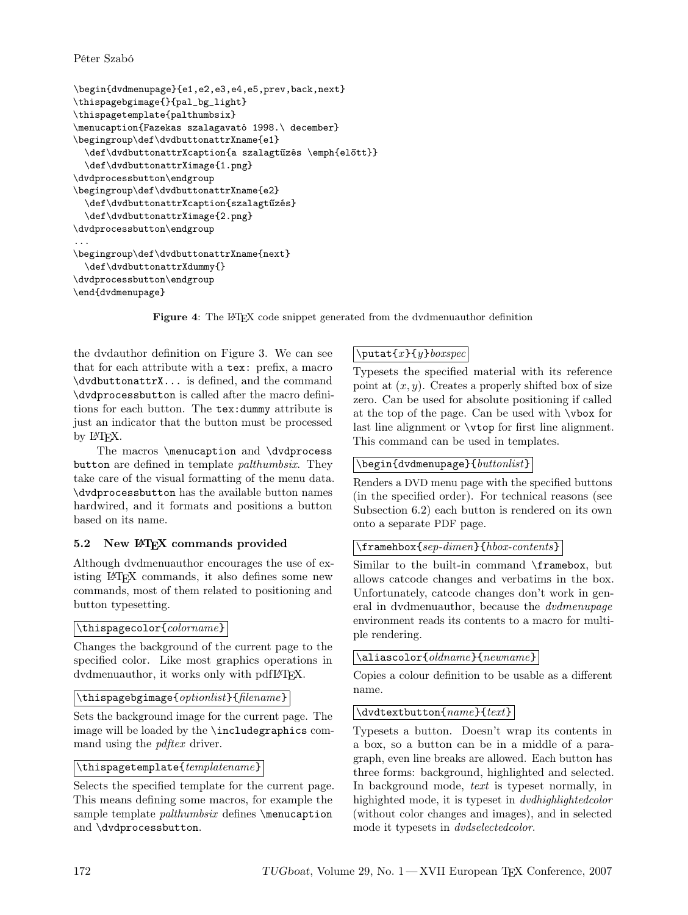```
\begin{dvdmenupage}{e1,e2,e3,e4,e5,prev,back,next}
\thispagebgimage{}{pal_bg_light}
\thispagetemplate{palthumbsix}
\menucaption{Fazekas szalagavató 1998.\ december}
\begingroup\def\dvdbuttonattrXname{e1}
  \def\dvdbuttonattrXcaption{a szalagtűzés \emph{előtt}}
  \def\dvdbuttonattrXimage{1.png}
\dvdprocessbutton\endgroup
\begingroup\def\dvdbuttonattrXname{e2}
  \def\dvdbuttonattrXcaption{szalagtűzés}
  \def\dvdbuttonattrXimage{2.png}
\dvdprocessbutton\endgroup
...
\begingroup\def\dvdbuttonattrXname{next}
  \def\dvdbuttonattrXdummy{}
\dvdprocessbutton\endgroup
\end{dvdmenupage}
```

**Figure 4**: The LaTeX code snippet generated from the dvdmenuauthor definition

the dvdauthor definition on Figure 3. We can see that for each attribute with a `tex:` prefix, a macro `\dvdbuttonattrX...` is defined, and the command `\dvdprocessbutton` is called after the macro definitions for each button. The `tex:dummy` attribute is just an indicator that the button must be processed by LaTeX.

The macros `\menucaption` and `\dvdprocessbutton` are defined in template *palthumbsix*. They take care of the visual formatting of the menu data. `\dvdprocessbutton` has the available button names hardwired, and it formats and positions a button based on its name.

### 5.2 New LaTeX commands provided

Although dvdmenuauthor encourages the use of existing LaTeX commands, it also defines some new commands, most of them related to positioning and button typesetting.

`\thispagecolor{`*colorname*`}`

Changes the background of the current page to the specified color. Like most graphics operations in dvdmenuauthor, it works only with pdfLaTeX.

`\thispagebgimage{`*optionlist*`}{`*filename*`}`

Sets the background image for the current page. The image will be loaded by the `\includegraphics` command using the *pdftex* driver.

`\thispagetemplate{`*templatename*`}`

Selects the specified template for the current page. This means defining some macros, for example the sample template *palthumbsix* defines `\menucaption` and `\dvdprocessbutton`.

`\putat{`*x*`}{`*y*`}`*boxspec*

Typesets the specified material with its reference point at $(x, y)$. Creates a properly shifted box of size zero. Can be used for absolute positioning if called at the top of the page. Can be used with `\vbox` for last line alignment or `\vtop` for first line alignment. This command can be used in templates.

`\begin{dvdmenupage}{`*buttonlist*`}`

Renders a DVD menu page with the specified buttons (in the specified order). For technical reasons (see Subsection 6.2) each button is rendered on its own onto a separate PDF page.

`\framehbox{`*sep-dimen*`}{`*hbox-contents*`}`

Similar to the built-in command `\framebox`, but allows catcode changes and verbatims in the box. Unfortunately, catcode changes don't work in general in dvdmenuauthor, because the *dvdmenupage* environment reads its contents to a macro for multiple rendering.

`\aliascolor{`*oldname*`}{`*newname*`}`

Copies a colour definition to be usable as a different name.

`\dvdtextbutton{`*name*`}{`*text*`}`

Typesets a button. Doesn't wrap its contents in a box, so a button can be in a middle of a paragraph, even line breaks are allowed. Each button has three forms: background, highlighted and selected. In background mode, *text* is typeset normally, in highighted mode, it is typeset in *dvdhighlightedcolor* (without color changes and images), and in selected mode it typesets in *dvdselectedcolor*.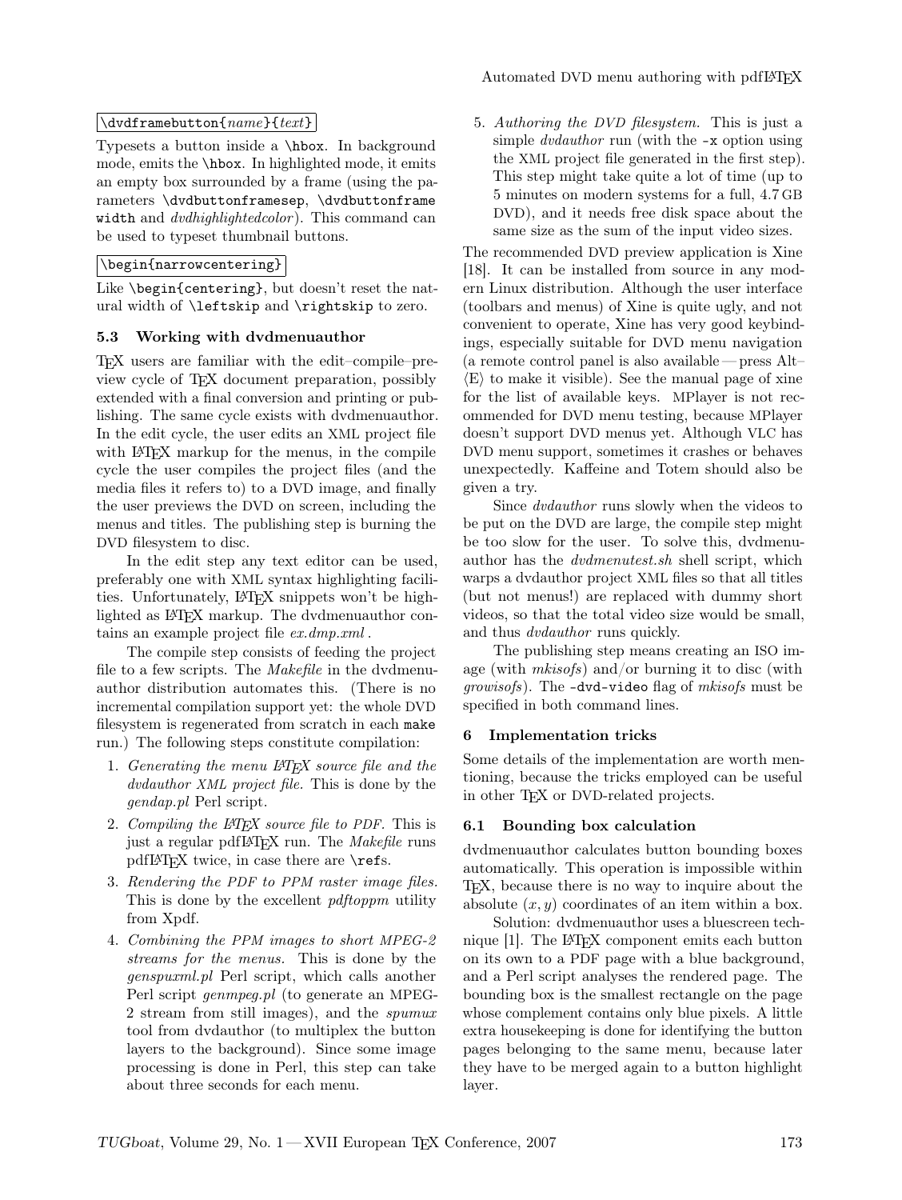`\dvdframebutton{name}{text}`

Typesets a button inside a `\hbox`. In background mode, emits the `\hbox`. In highlighted mode, it emits an empty box surrounded by a frame (using the parameters `\dvdbuttonframesep`, `\dvdbuttonframe width` and *dvdhighlightedcolor*). This command can be used to typeset thumbnail buttons.

`\begin{narrowcentering}`

Like `\begin{centering}`, but doesn't reset the natural width of `\leftskip` and `\rightskip` to zero.

### 5.3 Working with dvdmenuauthor

TeX users are familiar with the edit–compile–preview cycle of TeX document preparation, possibly extended with a final conversion and printing or publishing. The same cycle exists with dvdmenuauthor. In the edit cycle, the user edits an XML project file with LaTeX markup for the menus, in the compile cycle the user compiles the project files (and the media files it refers to) to a DVD image, and finally the user previews the DVD on screen, including the menus and titles. The publishing step is burning the DVD filesystem to disc.

In the edit step any text editor can be used, preferably one with XML syntax highlighting facilities. Unfortunately, LaTeX snippets won't be highlighted as LaTeX markup. The dvdmenuauthor contains an example project file *ex.dmp.xml*.

The compile step consists of feeding the project file to a few scripts. The *Makefile* in the dvdmenuauthor distribution automates this. (There is no incremental compilation support yet: the whole DVD filesystem is regenerated from scratch in each `make` run.) The following steps constitute compilation:

1. *Generating the menu LaTeX source file and the dvdauthor XML project file.* This is done by the *gendap.pl* Perl script.
2. *Compiling the LaTeX source file to PDF.* This is just a regular pdfLaTeX run. The *Makefile* runs pdfLaTeX twice, in case there are `\ref`s.
3. *Rendering the PDF to PPM raster image files.* This is done by the excellent *pdftoppm* utility from Xpdf.
4. *Combining the PPM images to short MPEG-2 streams for the menus.* This is done by the *genspuxml.pl* Perl script, which calls another Perl script *genmpeg.pl* (to generate an MPEG-2 stream from still images), and the *spumux* tool from dvdauthor (to multiplex the button layers to the background). Since some image processing is done in Perl, this step can take about three seconds for each menu.
5. *Authoring the DVD filesystem.* This is just a simple *dvdauthor* run (with the `-x` option using the XML project file generated in the first step). This step might take quite a lot of time (up to 5 minutes on modern systems for a full, 4.7 GB DVD), and it needs free disk space about the same size as the sum of the input video sizes.

The recommended DVD preview application is Xine [18]. It can be installed from source in any modern Linux distribution. Although the user interface (toolbars and menus) of Xine is quite ugly, and not convenient to operate, Xine has very good keybindings, especially suitable for DVD menu navigation (a remote control panel is also available — press Alt–⟨E⟩ to make it visible). See the manual page of xine for the list of available keys. MPlayer is not recommended for DVD menu testing, because MPlayer doesn't support DVD menus yet. Although VLC has DVD menu support, sometimes it crashes or behaves unexpectedly. Kaffeine and Totem should also be given a try.

Since *dvdauthor* runs slowly when the videos to be put on the DVD are large, the compile step might be too slow for the user. To solve this, dvdmenuauthor has the *dvdmenutest.sh* shell script, which warps a dvdauthor project XML files so that all titles (but not menus!) are replaced with dummy short videos, so that the total video size would be small, and thus *dvdauthor* runs quickly.

The publishing step means creating an ISO image (with *mkisofs*) and/or burning it to disc (with *growisofs*). The `-dvd-video` flag of *mkisofs* must be specified in both command lines.

## 6 Implementation tricks

Some details of the implementation are worth mentioning, because the tricks employed can be useful in other TeX or DVD-related projects.

### 6.1 Bounding box calculation

dvdmenuauthor calculates button bounding boxes automatically. This operation is impossible within TeX, because there is no way to inquire about the absolute $(x, y)$ coordinates of an item within a box.

Solution: dvdmenuauthor uses a bluescreen technique [1]. The LaTeX component emits each button on its own to a PDF page with a blue background, and a Perl script analyses the rendered page. The bounding box is the smallest rectangle on the page whose complement contains only blue pixels. A little extra housekeeping is done for identifying the button pages belonging to the same menu, because later they have to be merged again to a button highlight layer.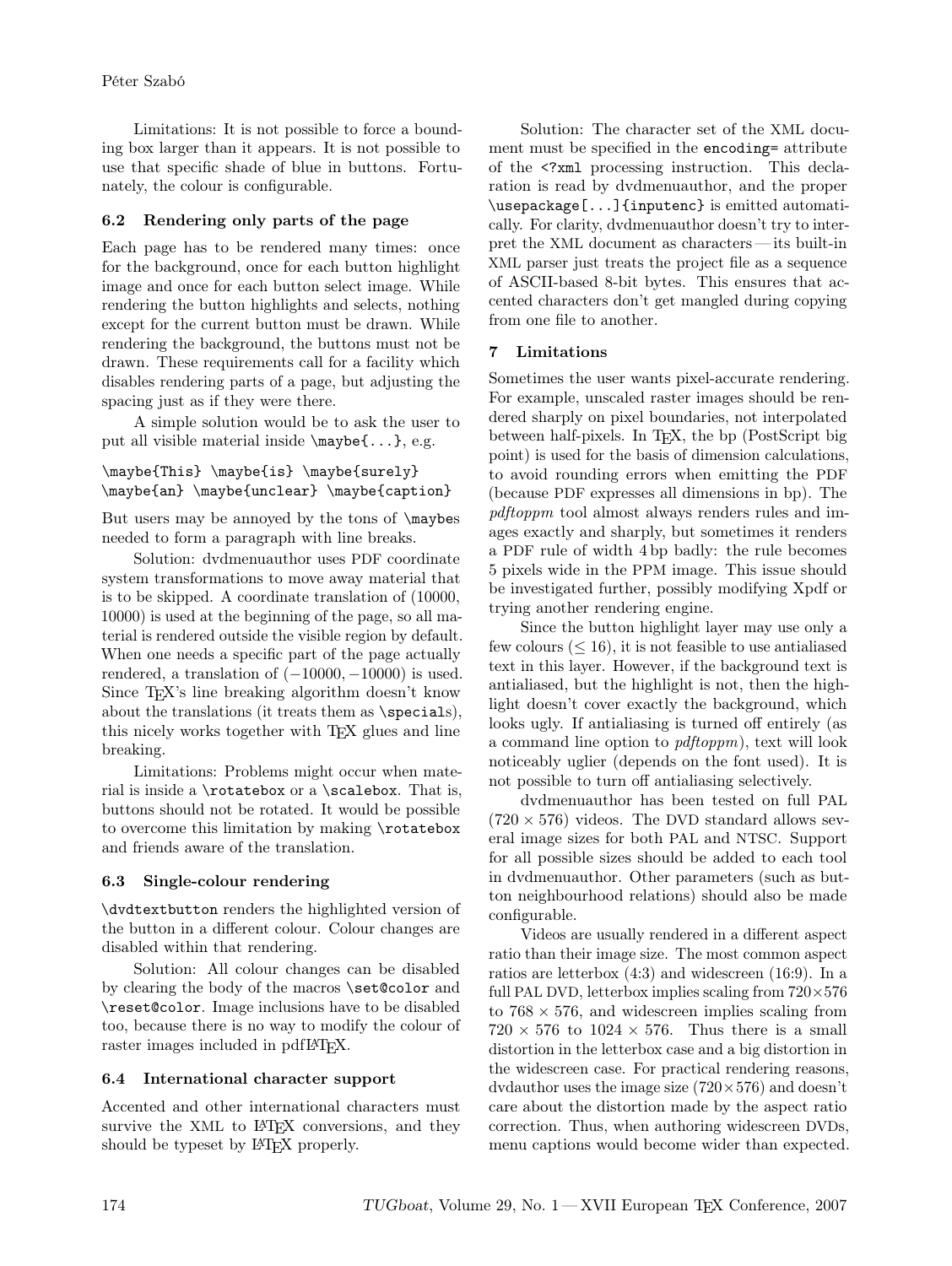Limitations: It is not possible to force a bounding box larger than it appears. It is not possible to use that specific shade of blue in buttons. Fortunately, the colour is configurable.

### 6.2 Rendering only parts of the page

Each page has to be rendered many times: once for the background, once for each button highlight image and once for each button select image. While rendering the button highlights and selects, nothing except for the current button must be drawn. While rendering the background, the buttons must not be drawn. These requirements call for a facility which disables rendering parts of a page, but adjusting the spacing just as if they were there.

A simple solution would be to ask the user to put all visible material inside `\maybe{...}`, e.g.

```
\maybe{This} \maybe{is} \maybe{surely}
\maybe{an} \maybe{unclear} \maybe{caption}
```

But users may be annoyed by the tons of `\maybe`s needed to form a paragraph with line breaks.

Solution: dvdmenuauthor uses PDF coordinate system transformations to move away material that is to be skipped. A coordinate translation of (10000, 10000) is used at the beginning of the page, so all material is rendered outside the visible region by default. When one needs a specific part of the page actually rendered, a translation of $(-10000, -10000)$ is used. Since TeX's line breaking algorithm doesn't know about the translations (it treats them as `\special`s), this nicely works together with TeX glues and line breaking.

Limitations: Problems might occur when material is inside a `\rotatebox` or a `\scalebox`. That is, buttons should not be rotated. It would be possible to overcome this limitation by making `\rotatebox` and friends aware of the translation.

### 6.3 Single-colour rendering

`\dvdtextbutton` renders the highlighted version of the button in a different colour. Colour changes are disabled within that rendering.

Solution: All colour changes can be disabled by clearing the body of the macros `\set@color` and `\reset@color`. Image inclusions have to be disabled too, because there is no way to modify the colour of raster images included in pdfLaTeX.

### 6.4 International character support

Accented and other international characters must survive the XML to LaTeX conversions, and they should be typeset by LaTeX properly.

Solution: The character set of the XML document must be specified in the `encoding=` attribute of the `<?xml` processing instruction. This declaration is read by dvdmenuauthor, and the proper `\usepackage[...]{inputenc}` is emitted automatically. For clarity, dvdmenuauthor doesn't try to interpret the XML document as characters — its built-in XML parser just treats the project file as a sequence of ASCII-based 8-bit bytes. This ensures that accented characters don't get mangled during copying from one file to another.

## 7 Limitations

Sometimes the user wants pixel-accurate rendering. For example, unscaled raster images should be rendered sharply on pixel boundaries, not interpolated between half-pixels. In TeX, the bp (PostScript big point) is used for the basis of dimension calculations, to avoid rounding errors when emitting the PDF (because PDF expresses all dimensions in bp). The *pdftoppm* tool almost always renders rules and images exactly and sharply, but sometimes it renders a PDF rule of width 4 bp badly: the rule becomes 5 pixels wide in the PPM image. This issue should be investigated further, possibly modifying Xpdf or trying another rendering engine.

Since the button highlight layer may use only a few colours ($\leq 16$), it is not feasible to use antialiased text in this layer. However, if the background text is antialiased, but the highlight is not, then the highlight doesn't cover exactly the background, which looks ugly. If antialiasing is turned off entirely (as a command line option to *pdftoppm*), text will look noticeably uglier (depends on the font used). It is not possible to turn off antialiasing selectively.

dvdmenuauthor has been tested on full PAL ($720 \times 576$) videos. The DVD standard allows several image sizes for both PAL and NTSC. Support for all possible sizes should be added to each tool in dvdmenuauthor. Other parameters (such as button neighbourhood relations) should also be made configurable.

Videos are usually rendered in a different aspect ratio than their image size. The most common aspect ratios are letterbox (4:3) and widescreen (16:9). In a full PAL DVD, letterbox implies scaling from $720 \times 576$ to $768 \times 576$, and widescreen implies scaling from $720 \times 576$ to $1024 \times 576$. Thus there is a small distortion in the letterbox case and a big distortion in the widescreen case. For practical rendering reasons, dvdauthor uses the image size ($720 \times 576$) and doesn't care about the distortion made by the aspect ratio correction. Thus, when authoring widescreen DVDs, menu captions would become wider than expected.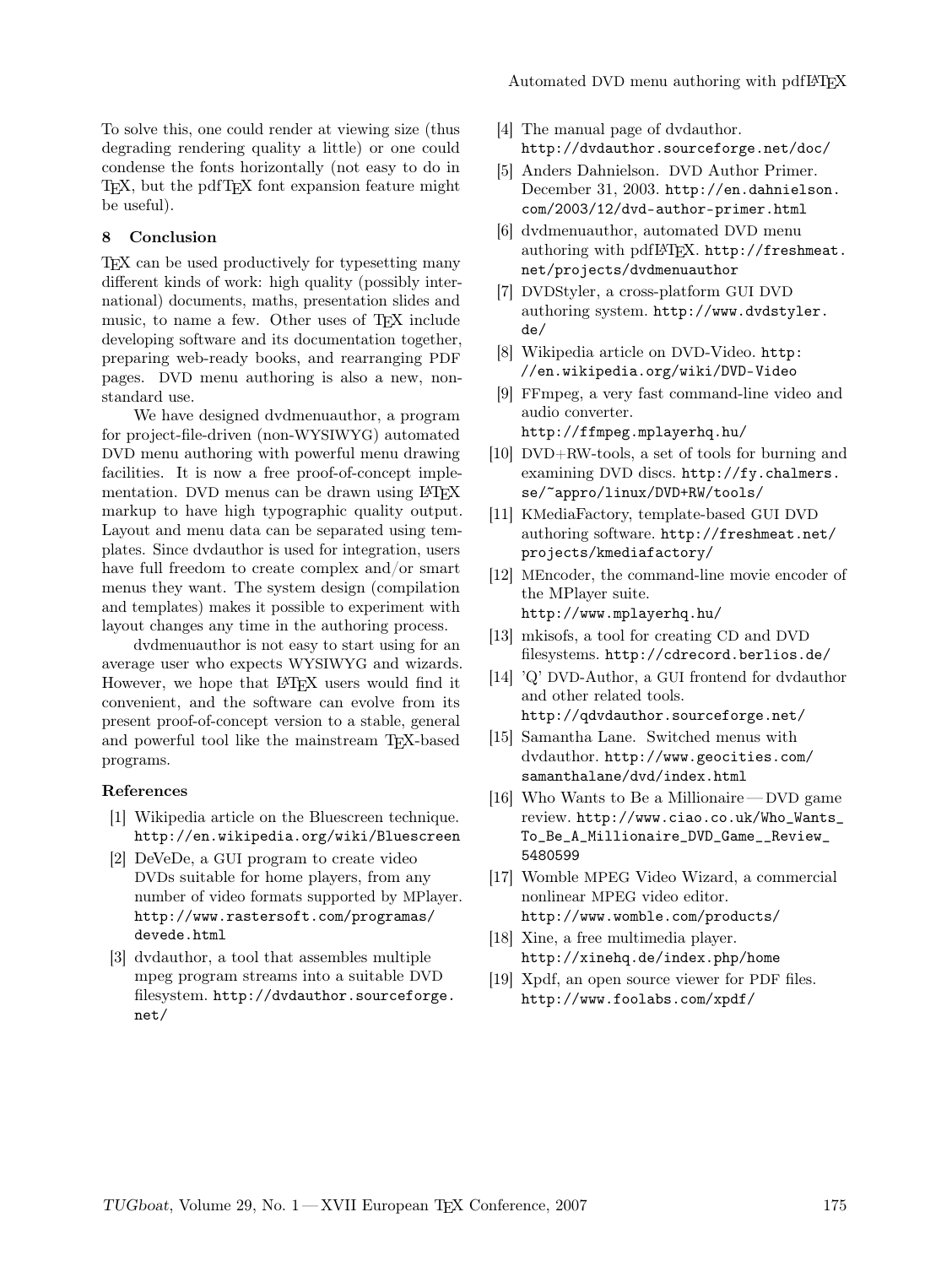To solve this, one could render at viewing size (thus degrading rendering quality a little) or one could condense the fonts horizontally (not easy to do in TeX, but the pdfTeX font expansion feature might be useful).

## 8 Conclusion

TeX can be used productively for typesetting many different kinds of work: high quality (possibly international) documents, maths, presentation slides and music, to name a few. Other uses of TeX include developing software and its documentation together, preparing web-ready books, and rearranging PDF pages. DVD menu authoring is also a new, non-standard use.

We have designed dvdmenuauthor, a program for project-file-driven (non-WYSIWYG) automated DVD menu authoring with powerful menu drawing facilities. It is now a free proof-of-concept implementation. DVD menus can be drawn using LaTeX markup to have high typographic quality output. Layout and menu data can be separated using templates. Since dvdauthor is used for integration, users have full freedom to create complex and/or smart menus they want. The system design (compilation and templates) makes it possible to experiment with layout changes any time in the authoring process.

dvdmenuauthor is not easy to start using for an average user who expects WYSIWYG and wizards. However, we hope that LaTeX users would find it convenient, and the software can evolve from its present proof-of-concept version to a stable, general and powerful tool like the mainstream TeX-based programs.

### References

[1] Wikipedia article on the Bluescreen technique. `http://en.wikipedia.org/wiki/Bluescreen`

[2] DeVeDe, a GUI program to create video DVDs suitable for home players, from any number of video formats supported by MPlayer. `http://www.rastersoft.com/programas/devede.html`

[3] dvdauthor, a tool that assembles multiple mpeg program streams into a suitable DVD filesystem. `http://dvdauthor.sourceforge.net/`

[4] The manual page of dvdauthor. `http://dvdauthor.sourceforge.net/doc/`

[5] Anders Dahnielson. DVD Author Primer. December 31, 2003. `http://en.dahnielson.com/2003/12/dvd-author-primer.html`

[6] dvdmenuauthor, automated DVD menu authoring with pdfLaTeX. `http://freshmeat.net/projects/dvdmenuauthor`

[7] DVDStyler, a cross-platform GUI DVD authoring system. `http://www.dvdstyler.de/`

[8] Wikipedia article on DVD-Video. `http://en.wikipedia.org/wiki/DVD-Video`

[9] FFmpeg, a very fast command-line video and audio converter. `http://ffmpeg.mplayerhq.hu/`

[10] DVD+RW-tools, a set of tools for burning and examining DVD discs. `http://fy.chalmers.se/~appro/linux/DVD+RW/tools/`

[11] KMediaFactory, template-based GUI DVD authoring software. `http://freshmeat.net/projects/kmediafactory/`

[12] MEncoder, the command-line movie encoder of the MPlayer suite. `http://www.mplayerhq.hu/`

[13] mkisofs, a tool for creating CD and DVD filesystems. `http://cdrecord.berlios.de/`

[14] 'Q' DVD-Author, a GUI frontend for dvdauthor and other related tools. `http://qdvdauthor.sourceforge.net/`

[15] Samantha Lane. Switched menus with dvdauthor. `http://www.geocities.com/samanthalane/dvd/index.html`

[16] Who Wants to Be a Millionaire — DVD game review. `http://www.ciao.co.uk/Who_Wants_To_Be_A_Millionaire_DVD_Game__Review_5480599`

[17] Womble MPEG Video Wizard, a commercial nonlinear MPEG video editor. `http://www.womble.com/products/`

[18] Xine, a free multimedia player. `http://xinehq.de/index.php/home`

[19] Xpdf, an open source viewer for PDF files. `http://www.foolabs.com/xpdf/`